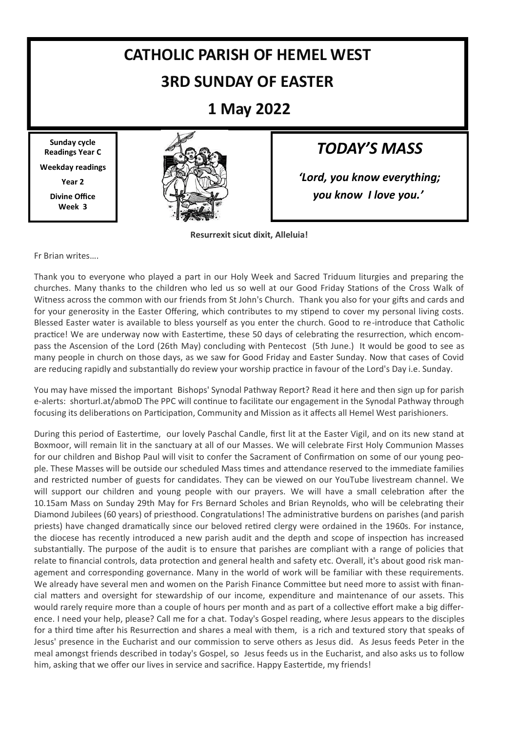# CATHOLIC PARISH OF HEMEL WEST

## 3RD SUNDAY OF EASTER

## 1 May 2022

**Sunday cycle Readings Year C**

**Weekday readings**

**Year 2**

**Divine Office Week 3**

## *TODAY'S MASS*

***'Lord, you know everything; you know I love you.'***

**Resurrexit sicut dixit, Alleluia!**

Fr Brian writes….

Thank you to everyone who played a part in our Holy Week and Sacred Triduum liturgies and preparing the churches. Many thanks to the children who led us so well at our Good Friday Stations of the Cross Walk of Witness across the common with our friends from St John's Church. Thank you also for your gifts and cards and for your generosity in the Easter Offering, which contributes to my stipend to cover my personal living costs. Blessed Easter water is available to bless yourself as you enter the church. Good to re-introduce that Catholic practice! We are underway now with Eastertime, these 50 days of celebrating the resurrection, which encompass the Ascension of the Lord (26th May) concluding with Pentecost (5th June.) It would be good to see as many people in church on those days, as we saw for Good Friday and Easter Sunday. Now that cases of Covid are reducing rapidly and substantially do review your worship practice in favour of the Lord's Day i.e. Sunday.

You may have missed the important Bishops' Synodal Pathway Report? Read it here and then sign up for parish e-alerts: shorturl.at/abmoD The PPC will continue to facilitate our engagement in the Synodal Pathway through focusing its deliberations on Participation, Community and Mission as it affects all Hemel West parishioners.

During this period of Eastertime, our lovely Paschal Candle, first lit at the Easter Vigil, and on its new stand at Boxmoor, will remain lit in the sanctuary at all of our Masses. We will celebrate First Holy Communion Masses for our children and Bishop Paul will visit to confer the Sacrament of Confirmation on some of our young people. These Masses will be outside our scheduled Mass times and attendance reserved to the immediate families and restricted number of guests for candidates. They can be viewed on our YouTube livestream channel. We will support our children and young people with our prayers. We will have a small celebration after the 10.15am Mass on Sunday 29th May for Frs Bernard Scholes and Brian Reynolds, who will be celebrating their Diamond Jubilees (60 years) of priesthood. Congratulations! The administrative burdens on parishes (and parish priests) have changed dramatically since our beloved retired clergy were ordained in the 1960s. For instance, the diocese has recently introduced a new parish audit and the depth and scope of inspection has increased substantially. The purpose of the audit is to ensure that parishes are compliant with a range of policies that relate to financial controls, data protection and general health and safety etc. Overall, it's about good risk management and corresponding governance. Many in the world of work will be familiar with these requirements. We already have several men and women on the Parish Finance Committee but need more to assist with financial matters and oversight for stewardship of our income, expenditure and maintenance of our assets. This would rarely require more than a couple of hours per month and as part of a collective effort make a big difference. I need your help, please? Call me for a chat. Today's Gospel reading, where Jesus appears to the disciples for a third time after his Resurrection and shares a meal with them, is a rich and textured story that speaks of Jesus' presence in the Eucharist and our commission to serve others as Jesus did. As Jesus feeds Peter in the meal amongst friends described in today's Gospel, so Jesus feeds us in the Eucharist, and also asks us to follow him, asking that we offer our lives in service and sacrifice. Happy Eastertide, my friends!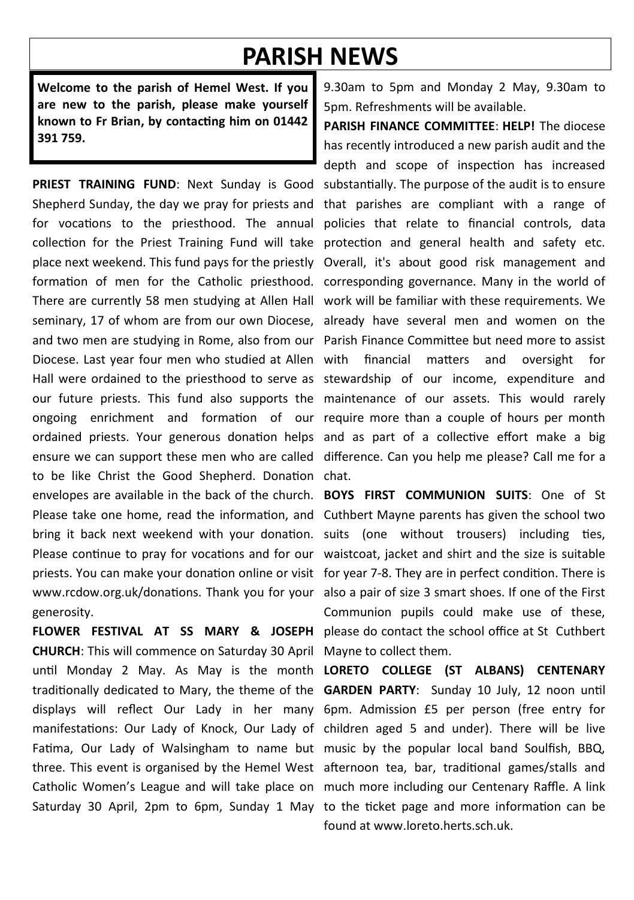# PARISH NEWS

**Welcome to the parish of Hemel West. If you are new to the parish, please make yourself known to Fr Brian, by contacting him on 01442 391 759.**

**PRIEST TRAINING FUND**: Next Sunday is Good Shepherd Sunday, the day we pray for priests and for vocations to the priesthood. The annual collection for the Priest Training Fund will take place next weekend. This fund pays for the priestly formation of men for the Catholic priesthood. There are currently 58 men studying at Allen Hall seminary, 17 of whom are from our own Diocese, and two men are studying in Rome, also from our Diocese. Last year four men who studied at Allen Hall were ordained to the priesthood to serve as our future priests. This fund also supports the ongoing enrichment and formation of our ordained priests. Your generous donation helps ensure we can support these men who are called to be like Christ the Good Shepherd. Donation envelopes are available in the back of the church. Please take one home, read the information, and bring it back next weekend with your donation. Please continue to pray for vocations and for our priests. You can make your donation online or visit www.rcdow.org.uk/donations. Thank you for your generosity.

**FLOWER FESTIVAL AT SS MARY & JOSEPH CHURCH**: This will commence on Saturday 30 April until Monday 2 May. As May is the month traditionally dedicated to Mary, the theme of the displays will reflect Our Lady in her many manifestations: Our Lady of Knock, Our Lady of Fatima, Our Lady of Walsingham to name but three. This event is organised by the Hemel West Catholic Women's League and will take place on Saturday 30 April, 2pm to 6pm, Sunday 1 May 9.30am to 5pm and Monday 2 May, 9.30am to 5pm. Refreshments will be available.

**PARISH FINANCE COMMITTEE**: **HELP!** The diocese has recently introduced a new parish audit and the depth and scope of inspection has increased substantially. The purpose of the audit is to ensure that parishes are compliant with a range of policies that relate to financial controls, data protection and general health and safety etc. Overall, it's about good risk management and corresponding governance. Many in the world of work will be familiar with these requirements. We already have several men and women on the Parish Finance Committee but need more to assist with financial matters and oversight for stewardship of our income, expenditure and maintenance of our assets. This would rarely require more than a couple of hours per month and as part of a collective effort make a big difference. Can you help me please? Call me for a chat.

**BOYS FIRST COMMUNION SUITS**: One of St Cuthbert Mayne parents has given the school two suits (one without trousers) including ties, waistcoat, jacket and shirt and the size is suitable for year 7-8. They are in perfect condition. There is also a pair of size 3 smart shoes. If one of the First Communion pupils could make use of these, please do contact the school office at St Cuthbert Mayne to collect them.

**LORETO COLLEGE (ST ALBANS) CENTENARY GARDEN PARTY**: Sunday 10 July, 12 noon until 6pm. Admission £5 per person (free entry for children aged 5 and under). There will be live music by the popular local band Soulfish, BBQ, afternoon tea, bar, traditional games/stalls and much more including our Centenary Raffle. A link to the ticket page and more information can be found at www.loreto.herts.sch.uk.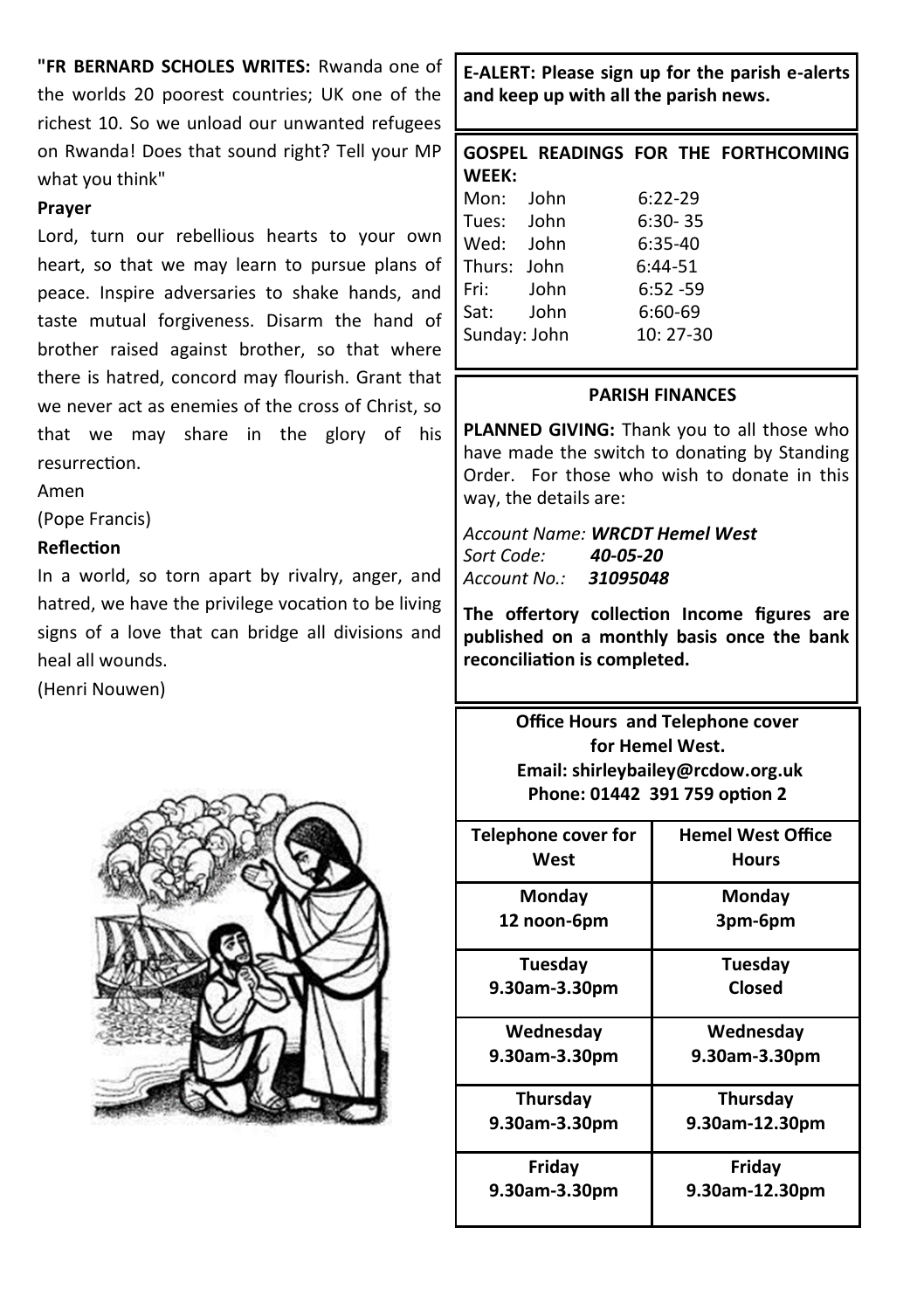**"FR BERNARD SCHOLES WRITES:** Rwanda one of the worlds 20 poorest countries; UK one of the richest 10. So we unload our unwanted refugees on Rwanda! Does that sound right? Tell your MP what you think"

**Prayer**

Lord, turn our rebellious hearts to your own heart, so that we may learn to pursue plans of peace. Inspire adversaries to shake hands, and taste mutual forgiveness. Disarm the hand of brother raised against brother, so that where there is hatred, concord may flourish. Grant that we never act as enemies of the cross of Christ, so that we may share in the glory of his resurrection.

Amen

(Pope Francis)

**Reflection**

In a world, so torn apart by rivalry, anger, and hatred, we have the privilege vocation to be living signs of a love that can bridge all divisions and heal all wounds.

(Henri Nouwen)

**E-ALERT: Please sign up for the parish e-alerts and keep up with all the parish news.**

**GOSPEL READINGS FOR THE FORTHCOMING WEEK:**

| | | |
|---|---|---|
| Mon: | John | 6:22-29 |
| Tues: | John | 6:30- 35 |
| Wed: | John | 6:35-40 |
| Thurs: | John | 6:44-51 |
| Fri: | John | 6:52 -59 |
| Sat: | John | 6:60-69 |
| Sunday: | John | 10: 27-30 |

**PARISH FINANCES**

**PLANNED GIVING:** Thank you to all those who have made the switch to donating by Standing Order. For those who wish to donate in this way, the details are:

*Account Name:* ***WRCDT Hemel West***
*Sort Code:* ***40-05-20***
*Account No.:* ***31095048***

**The offertory collection Income figures are published on a monthly basis once the bank reconciliation is completed.**

**Office Hours and Telephone cover for Hemel West.**
**Email: shirleybailey@rcdow.org.uk**
**Phone: 01442 391 759 option 2**

| Telephone cover for West | Hemel West Office Hours |
|---|---|
| **Monday** 12 noon-6pm | **Monday** 3pm-6pm |
| **Tuesday** 9.30am-3.30pm | **Tuesday** Closed |
| **Wednesday** 9.30am-3.30pm | **Wednesday** 9.30am-3.30pm |
| **Thursday** 9.30am-3.30pm | **Thursday** 9.30am-12.30pm |
| **Friday** 9.30am-3.30pm | **Friday** 9.30am-12.30pm |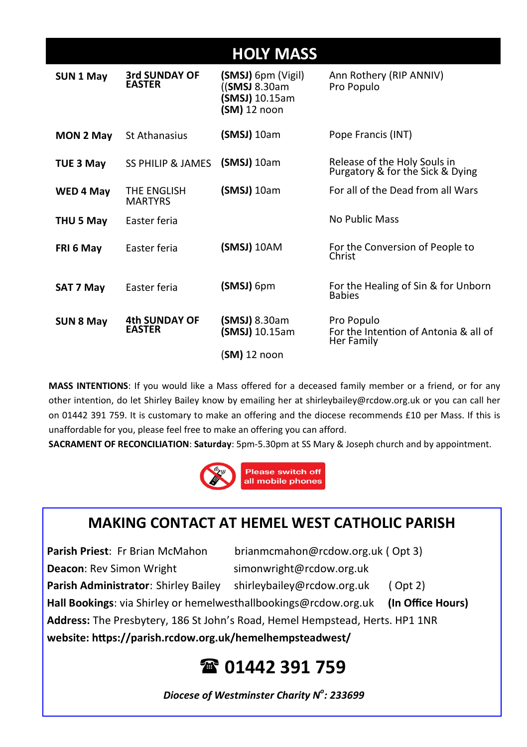# HOLY MASS

| | | | |
|---|---|---|---|
| **SUN 1 May** | **3rd SUNDAY OF EASTER** | **(SMSJ)** 6pm (Vigil)<br>((**SMSJ** 8.30am<br>**(SMSJ)** 10.15am<br>**(SM)** 12 noon | Ann Rothery (RIP ANNIV)<br>Pro Populo |
| **MON 2 May** | St Athanasius | **(SMSJ)** 10am | Pope Francis (INT) |
| **TUE 3 May** | SS PHILIP & JAMES | **(SMSJ)** 10am | Release of the Holy Souls in Purgatory & for the Sick & Dying |
| **WED 4 May** | THE ENGLISH MARTYRS | **(SMSJ)** 10am | For all of the Dead from all Wars |
| **THU 5 May** | Easter feria | | No Public Mass |
| **FRI 6 May** | Easter feria | **(SMSJ)** 10AM | For the Conversion of People to Christ |
| **SAT 7 May** | Easter feria | **(SMSJ)** 6pm | For the Healing of Sin & for Unborn Babies |
| **SUN 8 May** | **4th SUNDAY OF EASTER** | **(SMSJ)** 8.30am<br>**(SMSJ)** 10.15am<br>(**SM)** 12 noon | Pro Populo<br>For the Intention of Antonia & all of Her Family |

**MASS INTENTIONS**: If you would like a Mass offered for a deceased family member or a friend, or for any other intention, do let Shirley Bailey know by emailing her at shirleybailey@rcdow.org.uk or you can call her on 01442 391 759. It is customary to make an offering and the diocese recommends £10 per Mass. If this is unaffordable for you, please feel free to make an offering you can afford.

**SACRAMENT OF RECONCILIATION**: **Saturday**: 5pm-5.30pm at SS Mary & Joseph church and by appointment.

Please switch off all mobile phones

## MAKING CONTACT AT HEMEL WEST CATHOLIC PARISH

**Parish Priest**: Fr Brian McMahon brianmcmahon@rcdow.org.uk ( Opt 3)

**Deacon**: Rev Simon Wright simonwright@rcdow.org.uk

**Parish Administrator**: Shirley Bailey shirleybailey@rcdow.org.uk ( Opt 2)

**Hall Bookings**: via Shirley or hemelwesthallbookings@rcdow.org.uk **(In Office Hours)**

**Address:** The Presbytery, 186 St John's Road, Hemel Hempstead, Herts. HP1 1NR

**website: https://parish.rcdow.org.uk/hemelhempsteadwest/**

# ☎ 01442 391 759

***Diocese of Westminster Charity N$^{o}$: 233699***